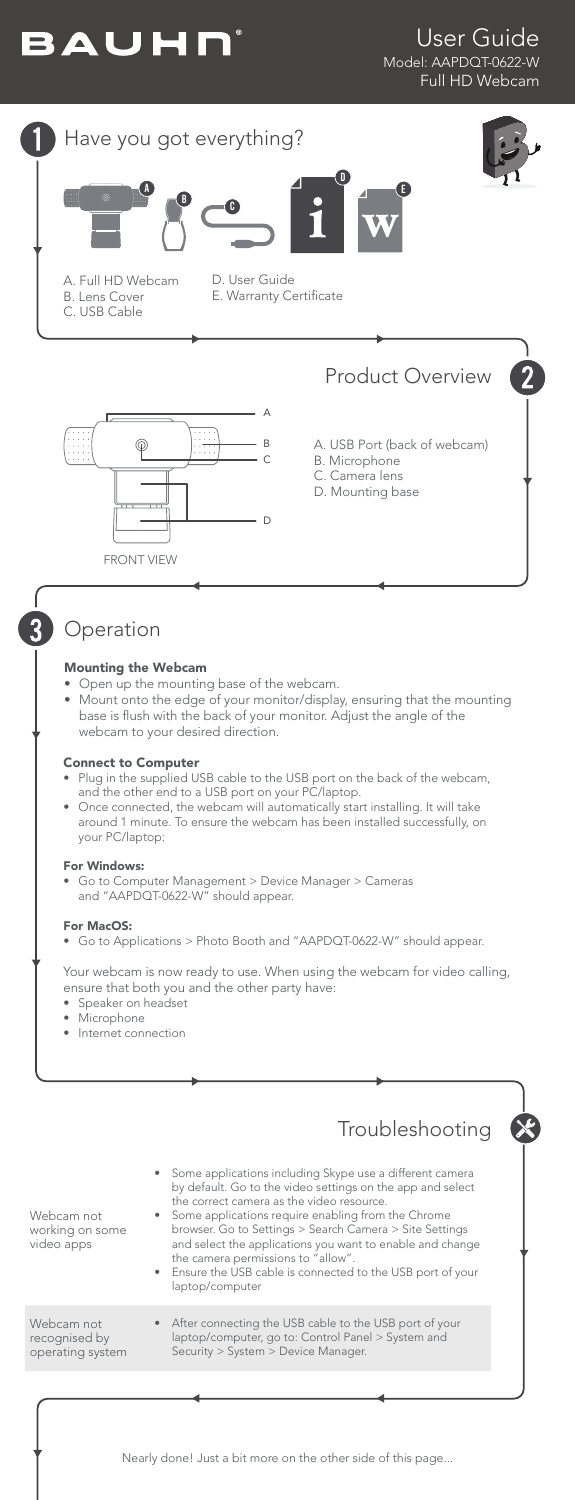# BAUHN®

User Guide
Model: AAPDQT-0622-W
Full HD Webcam

## 1 Have you got everything?

A. Full HD Webcam
B. Lens Cover
C. USB Cable
D. User Guide
E. Warranty Certificate

## 2 Product Overview

FRONT VIEW

A. USB Port (back of webcam)
B. Microphone
C. Camera lens
D. Mounting base

## 3 Operation

### Mounting the Webcam

- Open up the mounting base of the webcam.
- Mount onto the edge of your monitor/display, ensuring that the mounting base is flush with the back of your monitor. Adjust the angle of the webcam to your desired direction.

### Connect to Computer

- Plug in the supplied USB cable to the USB port on the back of the webcam, and the other end to a USB port on your PC/laptop.
- Once connected, the webcam will automatically start installing. It will take around 1 minute. To ensure the webcam has been installed successfully, on your PC/laptop:

### For Windows:

- Go to Computer Management > Device Manager > Cameras and "AAPDQT-0622-W" should appear.

### For MacOS:

- Go to Applications > Photo Booth and "AAPDQT-0622-W" should appear.

Your webcam is now ready to use. When using the webcam for video calling, ensure that both you and the other party have:

- Speaker on headset
- Microphone
- Internet connection

## Troubleshooting

| Problem | Solution |
| --- | --- |
| Webcam not working on some video apps | • Some applications including Skype use a different camera by default. Go to the video settings on the app and select the correct camera as the video resource.<br>• Some applications require enabling from the Chrome browser. Go to Settings > Search Camera > Site Settings and select the applications you want to enable and change the camera permissions to "allow".<br>• Ensure the USB cable is connected to the USB port of your laptop/computer |
| Webcam not recognised by operating system | • After connecting the USB cable to the USB port of your laptop/computer, go to: Control Panel > System and Security > System > Device Manager. |

Nearly done! Just a bit more on the other side of this page...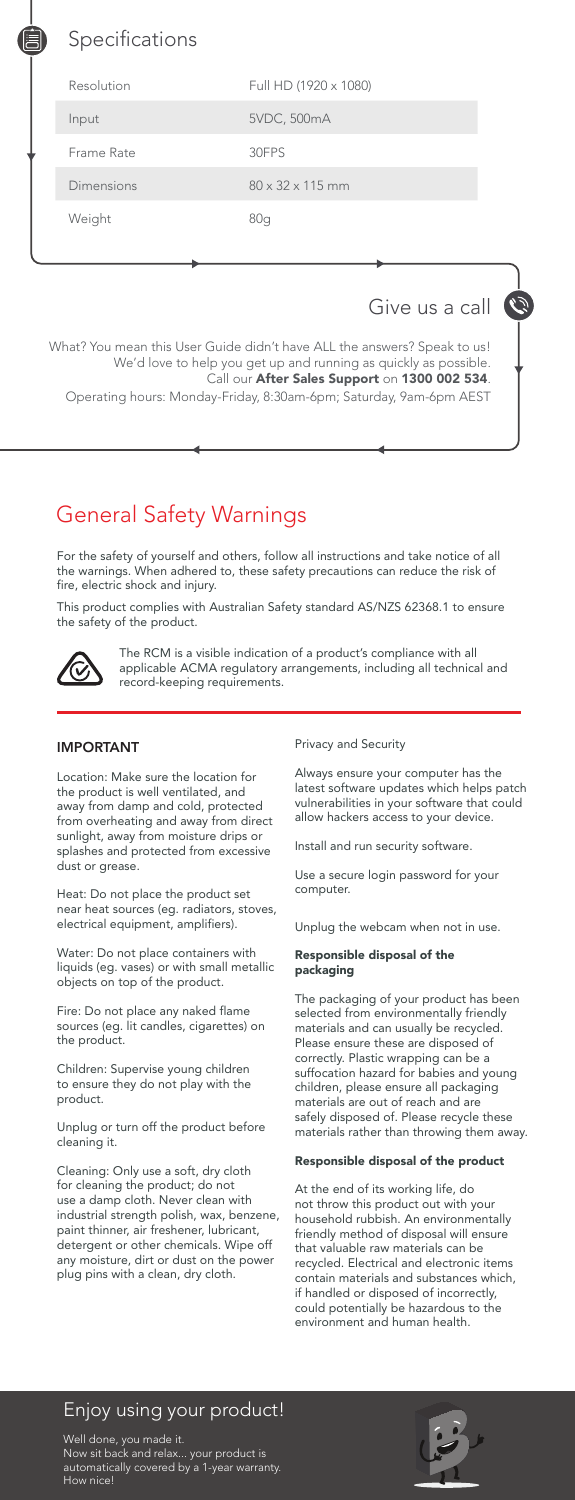## Specifications

| | |
|---|---|
| Resolution | Full HD (1920 x 1080) |
| Input | 5VDC, 500mA |
| Frame Rate | 30FPS |
| Dimensions | 80 x 32 x 115 mm |
| Weight | 80g |

## Give us a call

What? You mean this User Guide didn't have ALL the answers? Speak to us! We'd love to help you get up and running as quickly as possible. Call our **After Sales Support** on **1300 002 534**.

Operating hours: Monday-Friday, 8:30am-6pm; Saturday, 9am-6pm AEST

# General Safety Warnings

For the safety of yourself and others, follow all instructions and take notice of all the warnings. When adhered to, these safety precautions can reduce the risk of fire, electric shock and injury.

This product complies with Australian Safety standard AS/NZS 62368.1 to ensure the safety of the product.

The RCM is a visible indication of a product's compliance with all applicable ACMA regulatory arrangements, including all technical and record-keeping requirements.

### IMPORTANT

Location: Make sure the location for the product is well ventilated, and away from damp and cold, protected from overheating and away from direct sunlight, away from moisture drips or splashes and protected from excessive dust or grease.

Heat: Do not place the product set near heat sources (eg. radiators, stoves, electrical equipment, amplifiers).

Water: Do not place containers with liquids (eg. vases) or with small metallic objects on top of the product.

Fire: Do not place any naked flame sources (eg. lit candles, cigarettes) on the product.

Children: Supervise young children to ensure they do not play with the product.

Unplug or turn off the product before cleaning it.

Cleaning: Only use a soft, dry cloth for cleaning the product; do not use a damp cloth. Never clean with industrial strength polish, wax, benzene, paint thinner, air freshener, lubricant, detergent or other chemicals. Wipe off any moisture, dirt or dust on the power plug pins with a clean, dry cloth.

Privacy and Security

Always ensure your computer has the latest software updates which helps patch vulnerabilities in your software that could allow hackers access to your device.

Install and run security software.

Use a secure login password for your computer.

Unplug the webcam when not in use.

#### Responsible disposal of the packaging

The packaging of your product has been selected from environmentally friendly materials and can usually be recycled. Please ensure these are disposed of correctly. Plastic wrapping can be a suffocation hazard for babies and young children, please ensure all packaging materials are out of reach and are safely disposed of. Please recycle these materials rather than throwing them away.

#### Responsible disposal of the product

At the end of its working life, do not throw this product out with your household rubbish. An environmentally friendly method of disposal will ensure that valuable raw materials can be recycled. Electrical and electronic items contain materials and substances which, if handled or disposed of incorrectly, could potentially be hazardous to the environment and human health.

## Enjoy using your product!

Well done, you made it.
Now sit back and relax... your product is automatically covered by a 1-year warranty.
How nice!